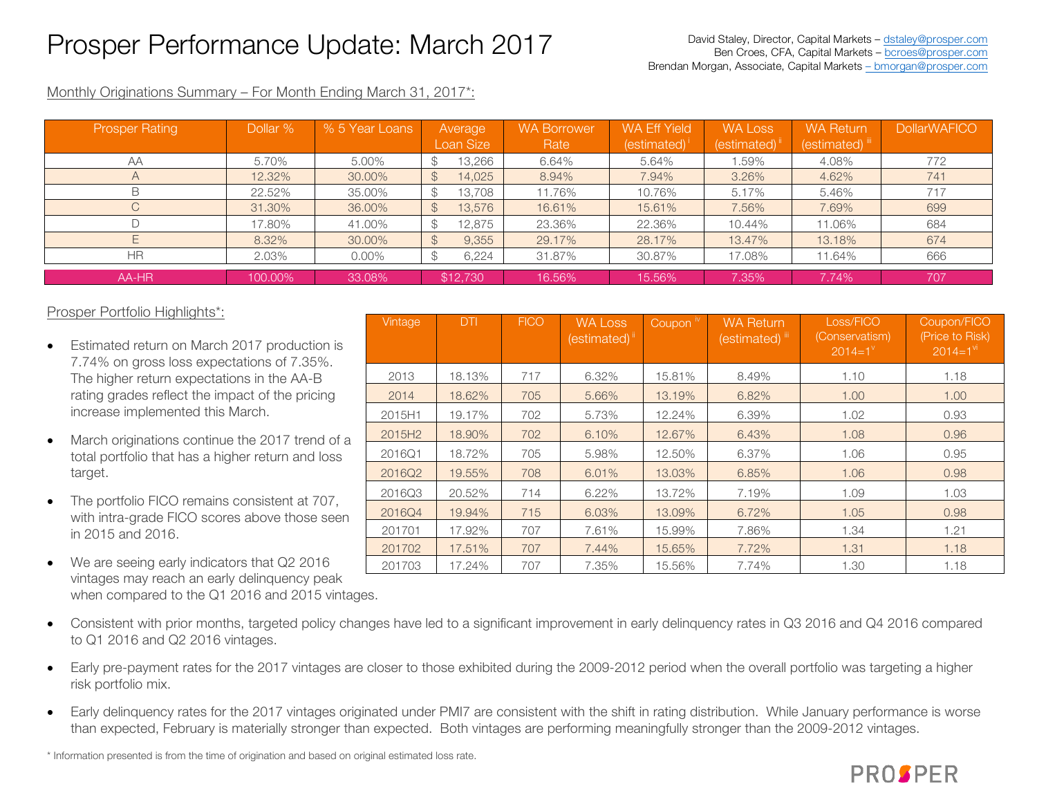# Prosper Performance Update: March 2017

David Staley, Director, Capital Markets – dstaley@prosper.com
Ben Croes, CFA, Capital Markets – bcroes@prosper.com
Brendan Morgan, Associate, Capital Markets – bmorgan@prosper.com

Monthly Originations Summary – For Month Ending March 31, 2017*:

| Prosper Rating | Dollar % | % 5 Year Loans | Average Loan Size | WA Borrower Rate | WA Eff Yield (estimated) [i] | WA Loss (estimated) [ii] | WA Return (estimated) [iii] | DollarWAFICO |
|---|---|---|---|---|---|---|---|---|
| AA | 5.70% | 5.00% | $ 13,266 | 6.64% | 5.64% | 1.59% | 4.08% | 772 |
| A | 12.32% | 30.00% | $ 14,025 | 8.94% | 7.94% | 3.26% | 4.62% | 741 |
| B | 22.52% | 35.00% | $ 13,708 | 11.76% | 10.76% | 5.17% | 5.46% | 717 |
| C | 31.30% | 36.00% | $ 13,576 | 16.61% | 15.61% | 7.56% | 7.69% | 699 |
| D | 17.80% | 41.00% | $ 12,875 | 23.36% | 22.36% | 10.44% | 11.06% | 684 |
| E | 8.32% | 30.00% | $ 9,355 | 29.17% | 28.17% | 13.47% | 13.18% | 674 |
| HR | 2.03% | 0.00% | $ 6,224 | 31.87% | 30.87% | 17.08% | 11.64% | 666 |
| AA-HR | 100.00% | 33.08% | $12,730 | 16.56% | 15.56% | 7.35% | 7.74% | 707 |

Prosper Portfolio Highlights*:

| Vintage | DTI | FICO | WA Loss (estimated) [ii] | Coupon [iv] | WA Return (estimated) [iii] | Loss/FICO (Conservatism) 2014=1[v] | Coupon/FICO (Price to Risk) 2014=1[vi] |
|---|---|---|---|---|---|---|---|
| 2013 | 18.13% | 717 | 6.32% | 15.81% | 8.49% | 1.10 | 1.18 |
| 2014 | 18.62% | 705 | 5.66% | 13.19% | 6.82% | 1.00 | 1.00 |
| 2015H1 | 19.17% | 702 | 5.73% | 12.24% | 6.39% | 1.02 | 0.93 |
| 2015H2 | 18.90% | 702 | 6.10% | 12.67% | 6.43% | 1.08 | 0.96 |
| 2016Q1 | 18.72% | 705 | 5.98% | 12.50% | 6.37% | 1.06 | 0.95 |
| 2016Q2 | 19.55% | 708 | 6.01% | 13.03% | 6.85% | 1.06 | 0.98 |
| 2016Q3 | 20.52% | 714 | 6.22% | 13.72% | 7.19% | 1.09 | 1.03 |
| 2016Q4 | 19.94% | 715 | 6.03% | 13.09% | 6.72% | 1.05 | 0.98 |
| 201701 | 17.92% | 707 | 7.61% | 15.99% | 7.86% | 1.34 | 1.21 |
| 201702 | 17.51% | 707 | 7.44% | 15.65% | 7.72% | 1.31 | 1.18 |
| 201703 | 17.24% | 707 | 7.35% | 15.56% | 7.74% | 1.30 | 1.18 |

- Estimated return on March 2017 production is 7.74% on gross loss expectations of 7.35%. The higher return expectations in the AA-B rating grades reflect the impact of the pricing increase implemented this March.
- March originations continue the 2017 trend of a total portfolio that has a higher return and loss target.
- The portfolio FICO remains consistent at 707, with intra-grade FICO scores above those seen in 2015 and 2016.
- We are seeing early indicators that Q2 2016 vintages may reach an early delinquency peak when compared to the Q1 2016 and 2015 vintages.
- Consistent with prior months, targeted policy changes have led to a significant improvement in early delinquency rates in Q3 2016 and Q4 2016 compared to Q1 2016 and Q2 2016 vintages.
- Early pre-payment rates for the 2017 vintages are closer to those exhibited during the 2009-2012 period when the overall portfolio was targeting a higher risk portfolio mix.
- Early delinquency rates for the 2017 vintages originated under PMI7 are consistent with the shift in rating distribution. While January performance is worse than expected, February is materially stronger than expected. Both vintages are performing meaningfully stronger than the 2009-2012 vintages.

\* Information presented is from the time of origination and based on original estimated loss rate.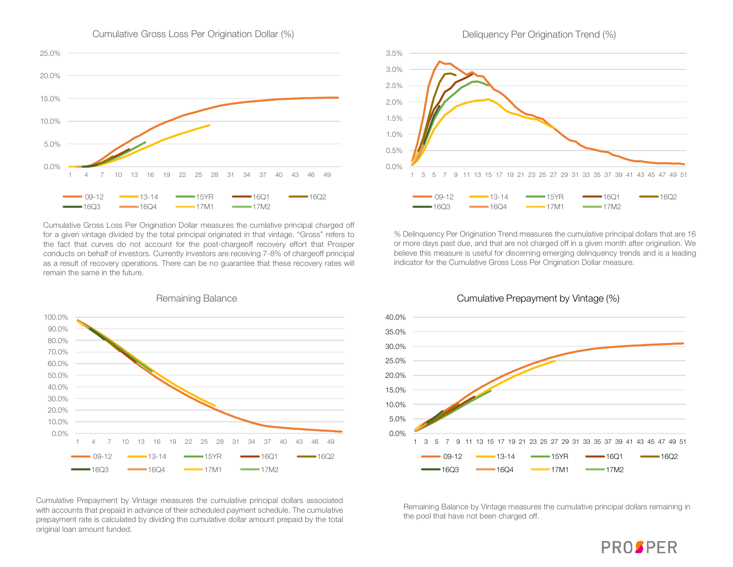## Cumulative Gross Loss Per Origination Dollar (%)

Legend: 09-12, 13-14, 15YR, 16Q1, 16Q2, 16Q3, 16Q4, 17M1, 17M2

Cumulative Gross Loss Per Origination Dollar measures the cumlative principal charged off for a given vintage divided by the total principal originated in that vintage. "Gross" refers to the fact that curves do not account for the post-chargeoff recovery effort that Prosper conducts on behalf of investors. Currently investors are receiving 7-8% of chargeoff principal as a result of recovery operations. There can be no guarantee that these recovery rates will remain the same in the future.

## Deliquency Per Origination Trend (%)

Legend: 09-12, 13-14, 15YR, 16Q1, 16Q2, 16Q3, 16Q4, 17M1, 17M2

% Delinquency Per Origination Trend measures the cumulative principal dollars that are 16 or more days past due, and that are not charged off in a given month after origination. We believe this measure is useful for discerning emerging delinquency trends and is a leading indicator for the Cumulative Gross Loss Per Origination Dollar measure.

## Remaining Balance

Legend: 09-12, 13-14, 15YR, 16Q1, 16Q2, 16Q3, 16Q4, 17M1, 17M2

Cumulative Prepayment by Vintage measures the cumulative principal dollars associated with accounts that prepaid in advance of their scheduled payment schedule. The cumulative prepayment rate is calculated by dividing the cumulative dollar amount prepaid by the total original loan amount funded.

## Cumulative Prepayment by Vintage (%)

Legend: 09-12, 13-14, 15YR, 16Q1, 16Q2, 16Q3, 16Q4, 17M1, 17M2

Remaining Balance by Vintage measures the cumulative principal dollars remaining in the pool that have not been charged off.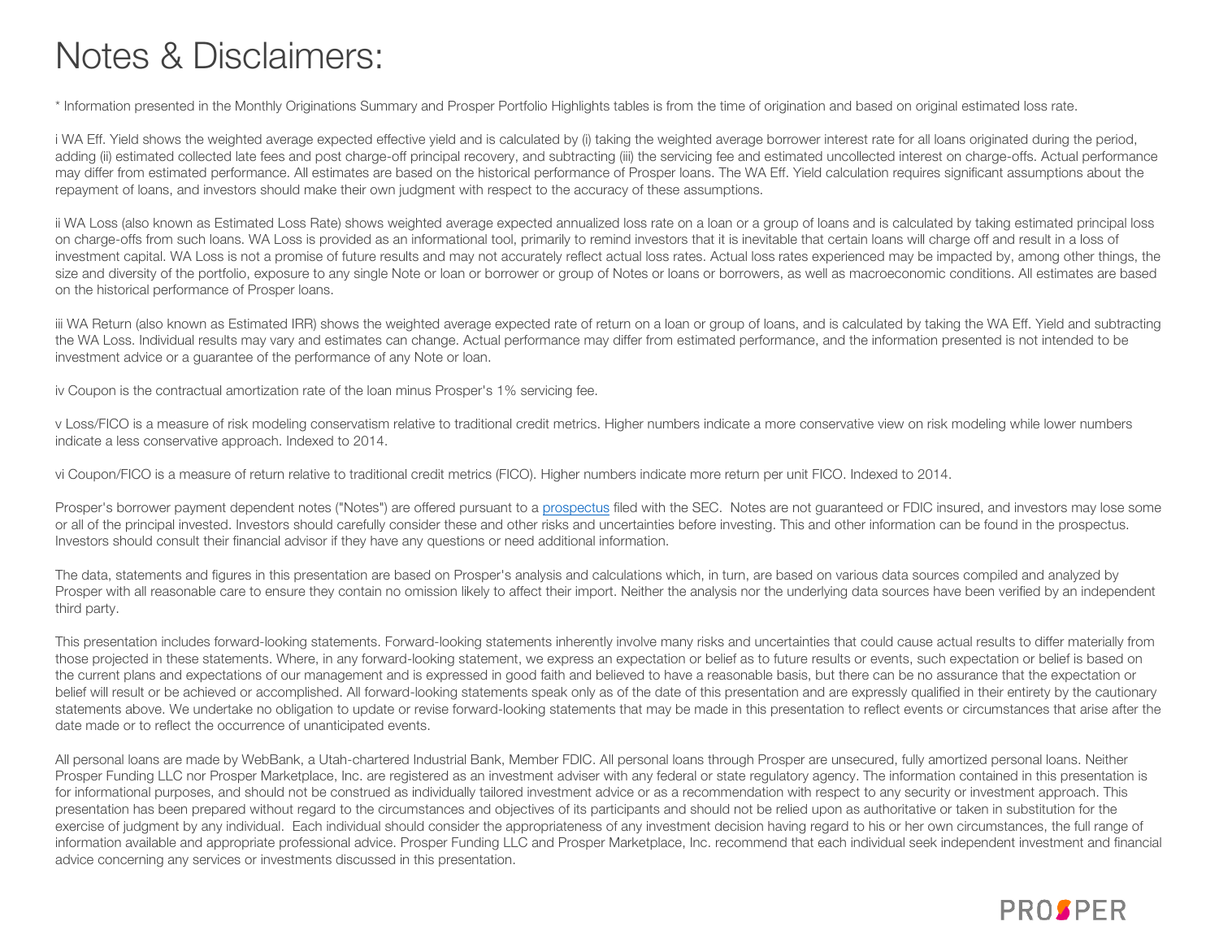# Notes & Disclaimers:

* Information presented in the Monthly Originations Summary and Prosper Portfolio Highlights tables is from the time of origination and based on original estimated loss rate.

i WA Eff. Yield shows the weighted average expected effective yield and is calculated by (i) taking the weighted average borrower interest rate for all loans originated during the period, adding (ii) estimated collected late fees and post charge-off principal recovery, and subtracting (iii) the servicing fee and estimated uncollected interest on charge-offs. Actual performance may differ from estimated performance. All estimates are based on the historical performance of Prosper loans. The WA Eff. Yield calculation requires significant assumptions about the repayment of loans, and investors should make their own judgment with respect to the accuracy of these assumptions.

ii WA Loss (also known as Estimated Loss Rate) shows weighted average expected annualized loss rate on a loan or a group of loans and is calculated by taking estimated principal loss on charge-offs from such loans. WA Loss is provided as an informational tool, primarily to remind investors that it is inevitable that certain loans will charge off and result in a loss of investment capital. WA Loss is not a promise of future results and may not accurately reflect actual loss rates. Actual loss rates experienced may be impacted by, among other things, the size and diversity of the portfolio, exposure to any single Note or loan or borrower or group of Notes or loans or borrowers, as well as macroeconomic conditions. All estimates are based on the historical performance of Prosper loans.

iii WA Return (also known as Estimated IRR) shows the weighted average expected rate of return on a loan or group of loans, and is calculated by taking the WA Eff. Yield and subtracting the WA Loss. Individual results may vary and estimates can change. Actual performance may differ from estimated performance, and the information presented is not intended to be investment advice or a guarantee of the performance of any Note or loan.

iv Coupon is the contractual amortization rate of the loan minus Prosper's 1% servicing fee.

v Loss/FICO is a measure of risk modeling conservatism relative to traditional credit metrics. Higher numbers indicate a more conservative view on risk modeling while lower numbers indicate a less conservative approach. Indexed to 2014.

vi Coupon/FICO is a measure of return relative to traditional credit metrics (FICO). Higher numbers indicate more return per unit FICO. Indexed to 2014.

Prosper's borrower payment dependent notes ("Notes") are offered pursuant to a prospectus filed with the SEC. Notes are not guaranteed or FDIC insured, and investors may lose some or all of the principal invested. Investors should carefully consider these and other risks and uncertainties before investing. This and other information can be found in the prospectus. Investors should consult their financial advisor if they have any questions or need additional information.

The data, statements and figures in this presentation are based on Prosper's analysis and calculations which, in turn, are based on various data sources compiled and analyzed by Prosper with all reasonable care to ensure they contain no omission likely to affect their import. Neither the analysis nor the underlying data sources have been verified by an independent third party.

This presentation includes forward-looking statements. Forward-looking statements inherently involve many risks and uncertainties that could cause actual results to differ materially from those projected in these statements. Where, in any forward-looking statement, we express an expectation or belief as to future results or events, such expectation or belief is based on the current plans and expectations of our management and is expressed in good faith and believed to have a reasonable basis, but there can be no assurance that the expectation or belief will result or be achieved or accomplished. All forward-looking statements speak only as of the date of this presentation and are expressly qualified in their entirety by the cautionary statements above. We undertake no obligation to update or revise forward-looking statements that may be made in this presentation to reflect events or circumstances that arise after the date made or to reflect the occurrence of unanticipated events.

All personal loans are made by WebBank, a Utah-chartered Industrial Bank, Member FDIC. All personal loans through Prosper are unsecured, fully amortized personal loans. Neither Prosper Funding LLC nor Prosper Marketplace, Inc. are registered as an investment adviser with any federal or state regulatory agency. The information contained in this presentation is for informational purposes, and should not be construed as individually tailored investment advice or as a recommendation with respect to any security or investment approach. This presentation has been prepared without regard to the circumstances and objectives of its participants and should not be relied upon as authoritative or taken in substitution for the exercise of judgment by any individual. Each individual should consider the appropriateness of any investment decision having regard to his or her own circumstances, the full range of information available and appropriate professional advice. Prosper Funding LLC and Prosper Marketplace, Inc. recommend that each individual seek independent investment and financial advice concerning any services or investments discussed in this presentation.